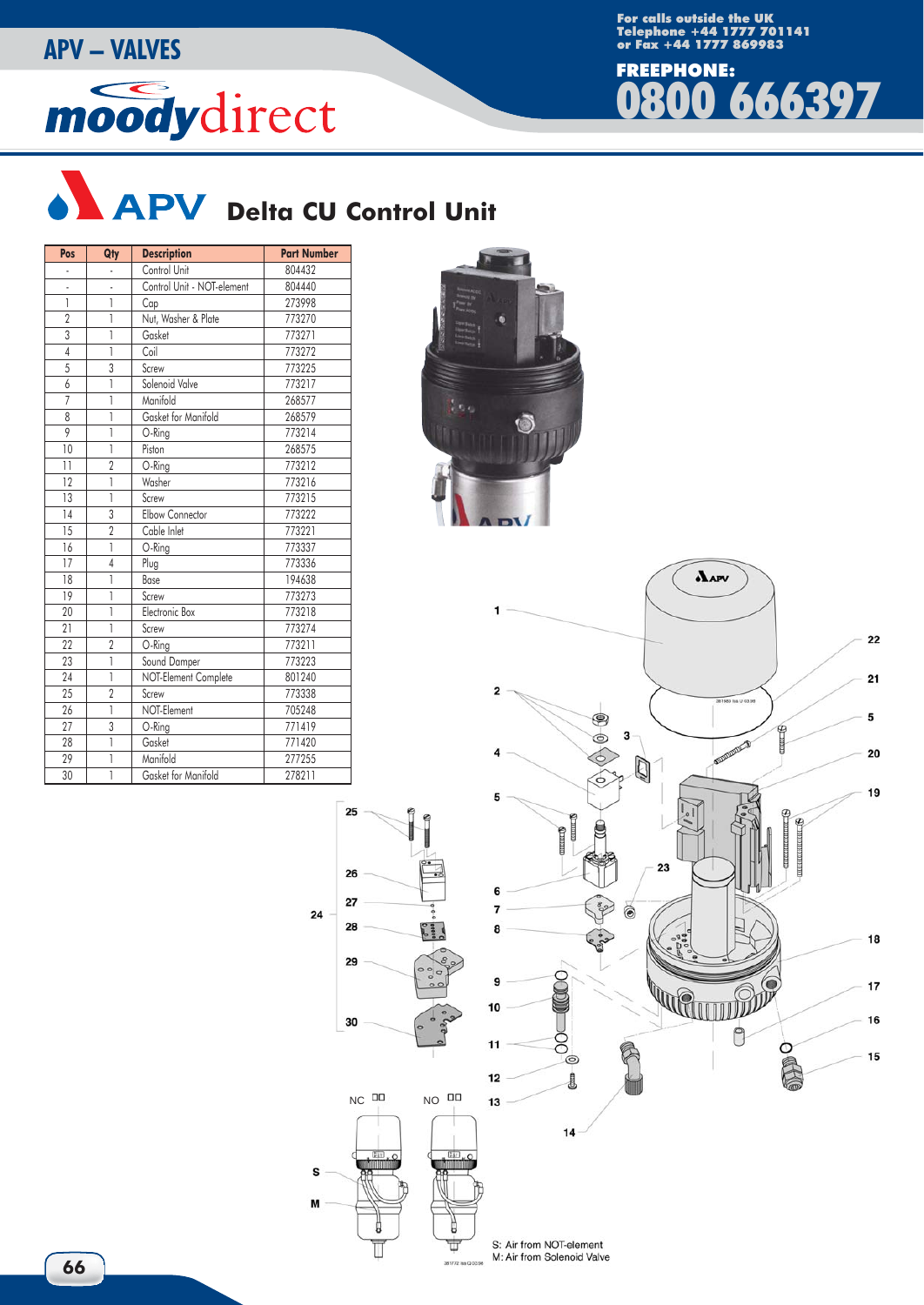# APV – VALVES

For calls outside the UK
Telephone +44 1777 701141
or Fax +44 1777 869983

FREEPHONE: 0800 666397

## APV Delta CU Control Unit

| Pos | Qty | Description | Part Number |
|---|---|---|---|
| - | - | Control Unit | 804432 |
| - | - | Control Unit - NOT-element | 804440 |
| 1 | 1 | Cap | 273998 |
| 2 | 1 | Nut, Washer & Plate | 773270 |
| 3 | 1 | Gasket | 773271 |
| 4 | 1 | Coil | 773272 |
| 5 | 3 | Screw | 773225 |
| 6 | 1 | Solenoid Valve | 773217 |
| 7 | 1 | Manifold | 268577 |
| 8 | 1 | Gasket for Manifold | 268579 |
| 9 | 1 | O-Ring | 773214 |
| 10 | 1 | Piston | 268575 |
| 11 | 2 | O-Ring | 773212 |
| 12 | 1 | Washer | 773216 |
| 13 | 1 | Screw | 773215 |
| 14 | 3 | Elbow Connector | 773222 |
| 15 | 2 | Cable Inlet | 773221 |
| 16 | 1 | O-Ring | 773337 |
| 17 | 4 | Plug | 773336 |
| 18 | 1 | Base | 194638 |
| 19 | 1 | Screw | 773273 |
| 20 | 1 | Electronic Box | 773218 |
| 21 | 1 | Screw | 773274 |
| 22 | 2 | O-Ring | 773211 |
| 23 | 1 | Sound Damper | 773223 |
| 24 | 1 | NOT-Element Complete | 801240 |
| 25 | 2 | Screw | 773338 |
| 26 | 1 | NOT-Element | 705248 |
| 27 | 3 | O-Ring | 771419 |
| 28 | 1 | Gasket | 771420 |
| 29 | 1 | Manifold | 277255 |
| 30 | 1 | Gasket for Manifold | 278211 |

NC NO

S: Air from NOT-element
M: Air from Solenoid Valve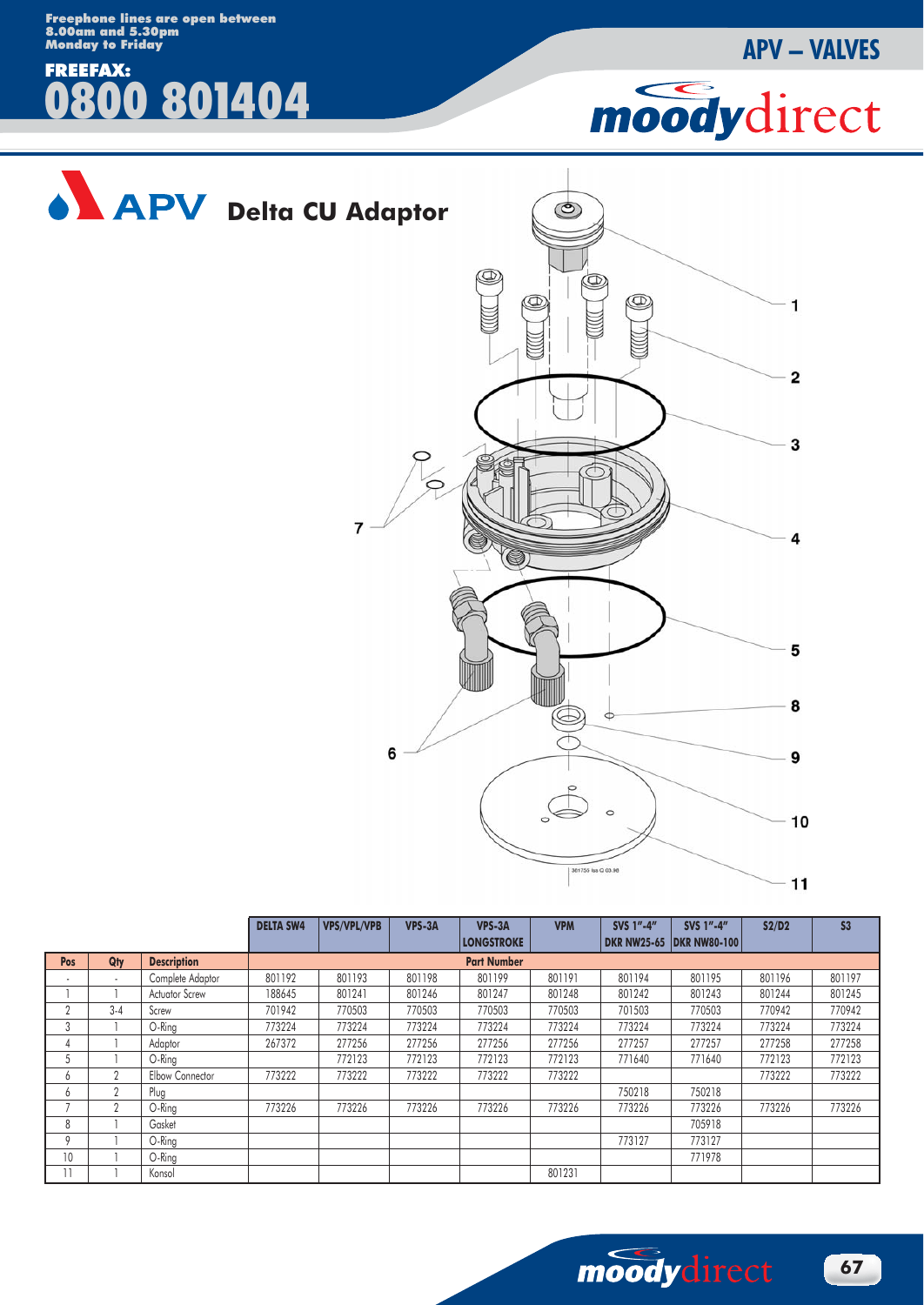# APV Delta CU Adaptor

| Pos | Qty | Description | DELTA SW4 | VPS/VPL/VPB | VPS-3A | VPS-3A LONGSTROKE | VPM | SVS 1"-4" DKR NW25-65 | SVS 1"-4" DKR NW80-100 | S2/D2 | S3 |
|---|---|---|---|---|---|---|---|---|---|---|---|
| | | | Part Number | | | | | | | | |
| - | - | Complete Adaptor | 801192 | 801193 | 801198 | 801199 | 801191 | 801194 | 801195 | 801196 | 801197 |
| 1 | 1 | Actuator Screw | 188645 | 801241 | 801246 | 801247 | 801248 | 801242 | 801243 | 801244 | 801245 |
| 2 | 3-4 | Screw | 701942 | 770503 | 770503 | 770503 | 770503 | 701503 | 770503 | 770942 | 770942 |
| 3 | 1 | O-Ring | 773224 | 773224 | 773224 | 773224 | 773224 | 773224 | 773224 | 773224 | 773224 |
| 4 | 1 | Adaptor | 267372 | 277256 | 277256 | 277256 | 277256 | 277257 | 277257 | 277258 | 277258 |
| 5 | 1 | O-Ring | | 772123 | 772123 | 772123 | 772123 | 771640 | 771640 | 772123 | 772123 |
| 6 | 2 | Elbow Connector | 773222 | 773222 | 773222 | 773222 | 773222 | | | 773222 | 773222 |
| 6 | 2 | Plug | | | | | | 750218 | 750218 | | |
| 7 | 2 | O-Ring | 773226 | 773226 | 773226 | 773226 | 773226 | 773226 | 773226 | 773226 | 773226 |
| 8 | 1 | Gasket | | | | | | | 705918 | | |
| 9 | 1 | O-Ring | | | | | | 773127 | 773127 | | |
| 10 | 1 | O-Ring | | | | | | | 771978 | | |
| 11 | 1 | Konsol | | | | | 801231 | | | | |